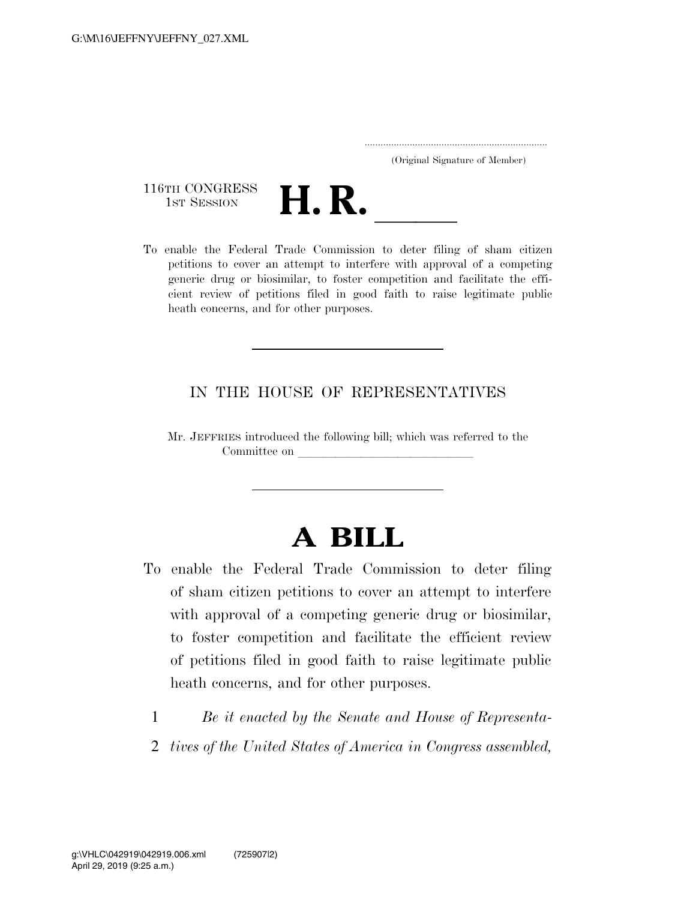G:\M\16\JEFFNY\JEFFNY_027.XML

.....................................................................
(Original Signature of Member)

116TH CONGRESS
1ST SESSION

# H. R. \_\_\_\_\_

To enable the Federal Trade Commission to deter filing of sham citizen petitions to cover an attempt to interfere with approval of a competing generic drug or biosimilar, to foster competition and facilitate the efficient review of petitions filed in good faith to raise legitimate public heath concerns, and for other purposes.

---

IN THE HOUSE OF REPRESENTATIVES

Mr. JEFFRIES introduced the following bill; which was referred to the Committee on \_\_\_\_\_\_\_\_\_\_\_\_\_\_\_\_\_\_\_\_\_\_\_\_\_\_\_\_

---

# A BILL

To enable the Federal Trade Commission to deter filing of sham citizen petitions to cover an attempt to interfere with approval of a competing generic drug or biosimilar, to foster competition and facilitate the efficient review of petitions filed in good faith to raise legitimate public heath concerns, and for other purposes.

1 *Be it enacted by the Senate and House of Representa-*
2 *tives of the United States of America in Congress assembled,*

g:\VHLC\042919\042919.006.xml (725907|2)
April 29, 2019 (9:25 a.m.)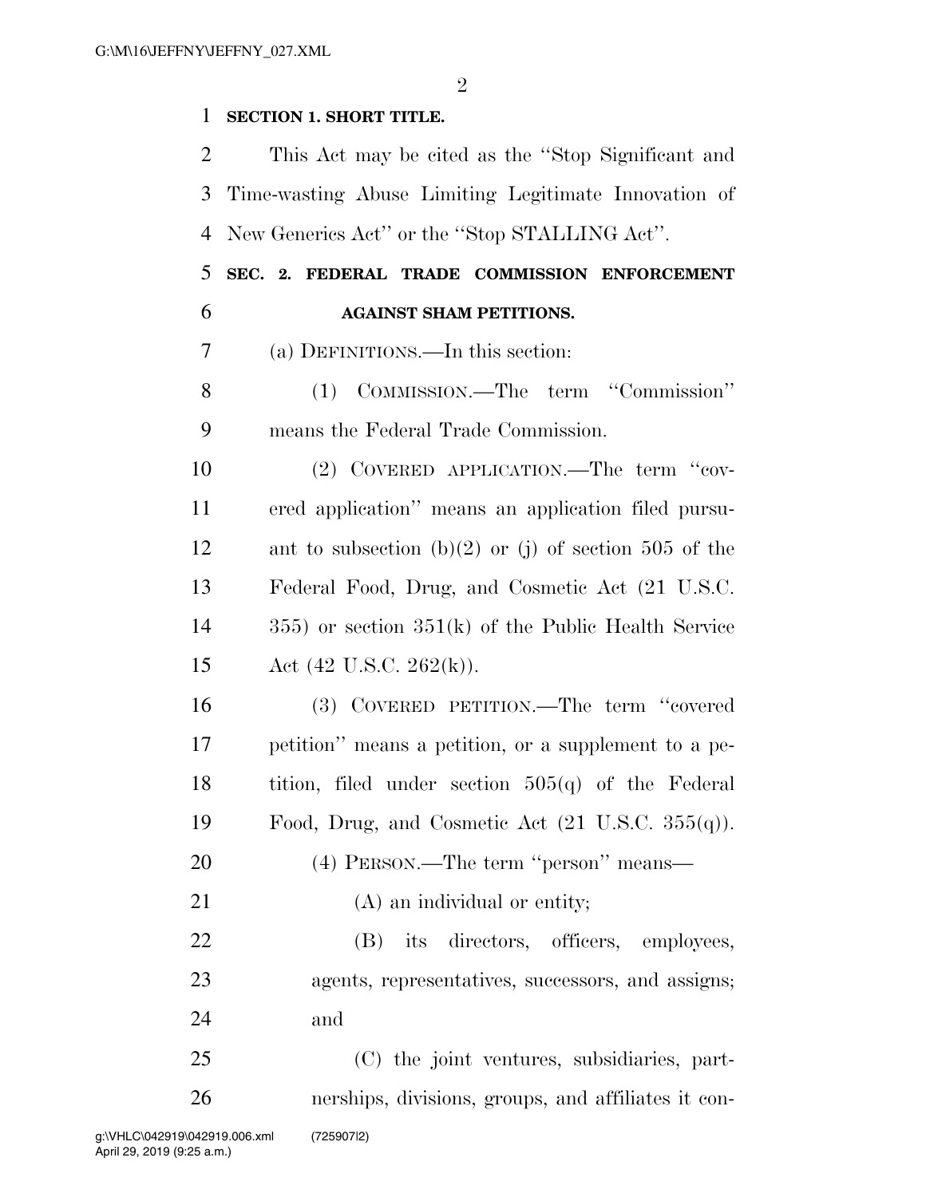**SECTION 1. SHORT TITLE.**

This Act may be cited as the "Stop Significant and Time-wasting Abuse Limiting Legitimate Innovation of New Generics Act" or the "Stop STALLING Act".

**SEC. 2. FEDERAL TRADE COMMISSION ENFORCEMENT AGAINST SHAM PETITIONS.**

(a) DEFINITIONS.—In this section:

(1) COMMISSION.—The term "Commission" means the Federal Trade Commission.

(2) COVERED APPLICATION.—The term "covered application" means an application filed pursuant to subsection (b)(2) or (j) of section 505 of the Federal Food, Drug, and Cosmetic Act (21 U.S.C. 355) or section 351(k) of the Public Health Service Act (42 U.S.C. 262(k)).

(3) COVERED PETITION.—The term "covered petition" means a petition, or a supplement to a petition, filed under section 505(q) of the Federal Food, Drug, and Cosmetic Act (21 U.S.C. 355(q)).

(4) PERSON.—The term "person" means—

(A) an individual or entity;

(B) its directors, officers, employees, agents, representatives, successors, and assigns; and

(C) the joint ventures, subsidiaries, partnerships, divisions, groups, and affiliates it con-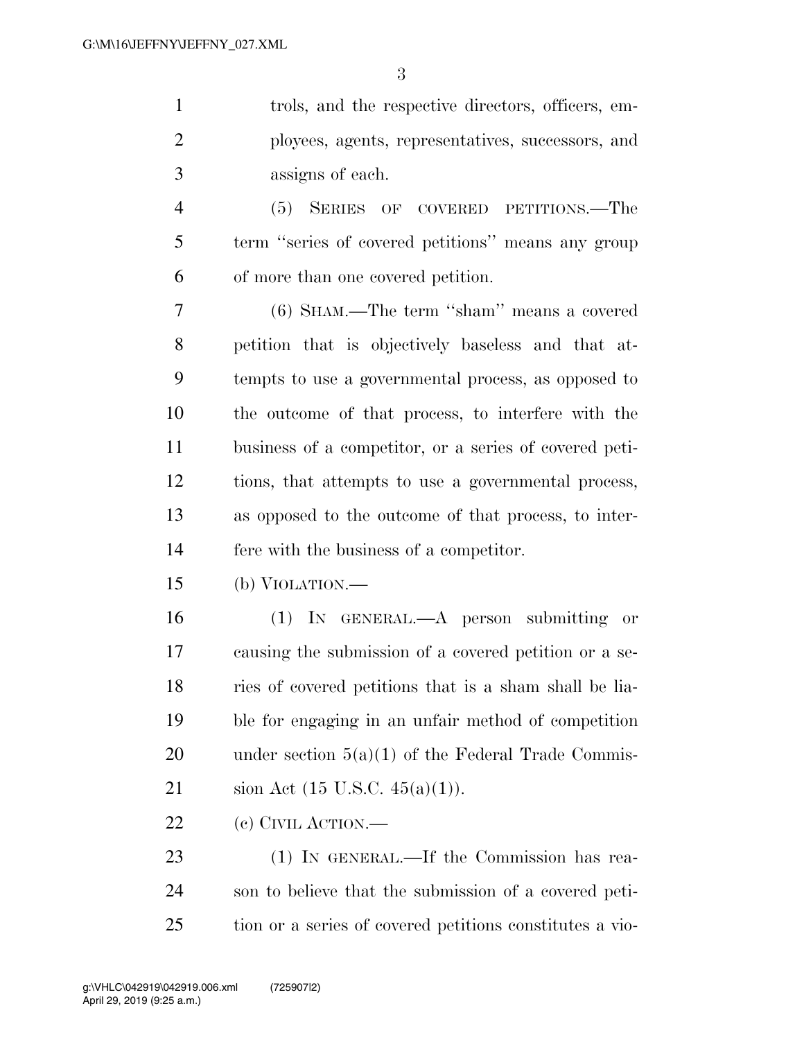trols, and the respective directors, officers, employees, agents, representatives, successors, and assigns of each.

(5) SERIES OF COVERED PETITIONS.—The term ''series of covered petitions'' means any group of more than one covered petition.

(6) SHAM.—The term ''sham'' means a covered petition that is objectively baseless and that attempts to use a governmental process, as opposed to the outcome of that process, to interfere with the business of a competitor, or a series of covered petitions, that attempts to use a governmental process, as opposed to the outcome of that process, to interfere with the business of a competitor.

(b) VIOLATION.—

(1) IN GENERAL.—A person submitting or causing the submission of a covered petition or a series of covered petitions that is a sham shall be liable for engaging in an unfair method of competition under section 5(a)(1) of the Federal Trade Commission Act (15 U.S.C. 45(a)(1)).

(c) CIVIL ACTION.—

(1) IN GENERAL.—If the Commission has reason to believe that the submission of a covered petition or a series of covered petitions constitutes a vio-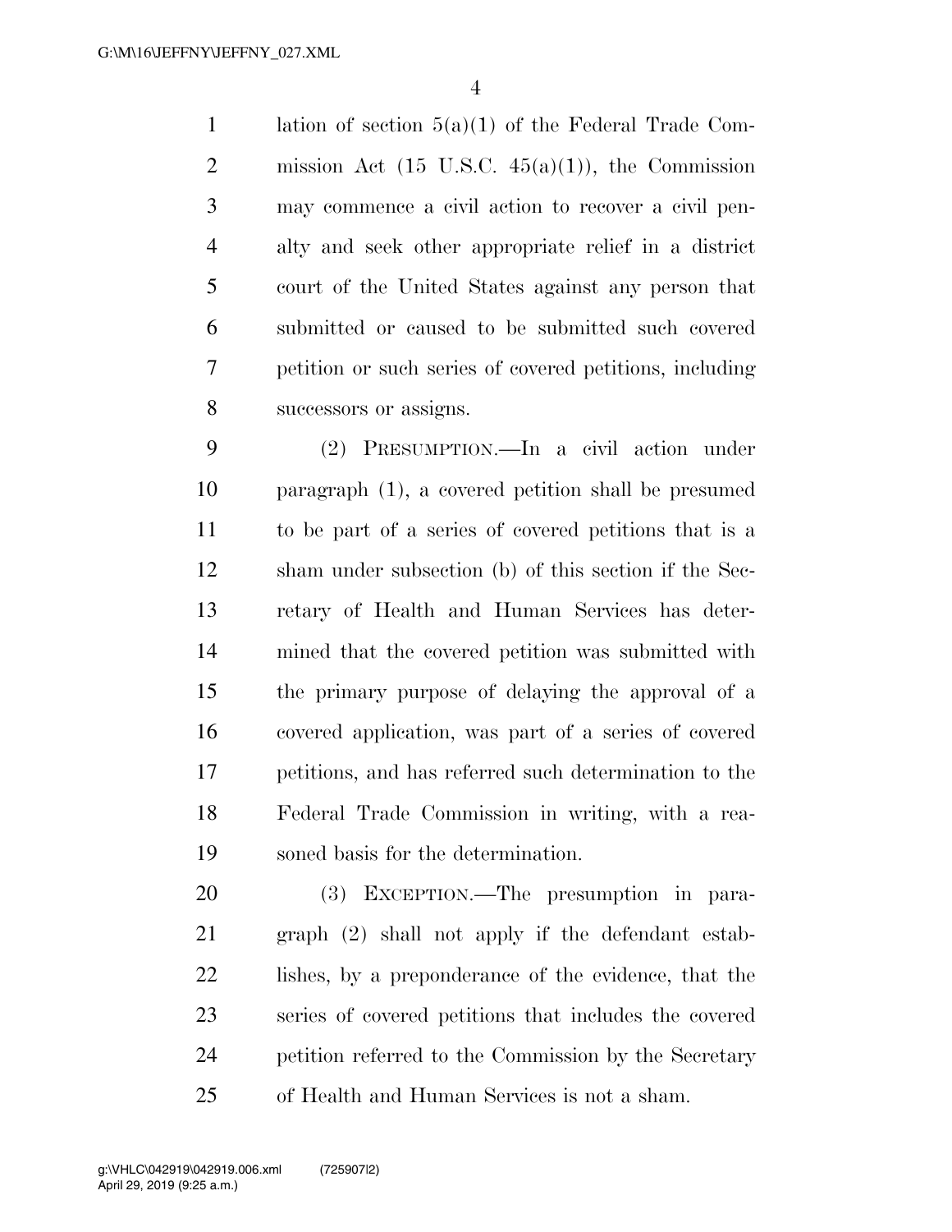lation of section 5(a)(1) of the Federal Trade Commission Act (15 U.S.C. 45(a)(1)), the Commission may commence a civil action to recover a civil penalty and seek other appropriate relief in a district court of the United States against any person that submitted or caused to be submitted such covered petition or such series of covered petitions, including successors or assigns.

(2) PRESUMPTION.—In a civil action under paragraph (1), a covered petition shall be presumed to be part of a series of covered petitions that is a sham under subsection (b) of this section if the Secretary of Health and Human Services has determined that the covered petition was submitted with the primary purpose of delaying the approval of a covered application, was part of a series of covered petitions, and has referred such determination to the Federal Trade Commission in writing, with a reasoned basis for the determination.

(3) EXCEPTION.—The presumption in paragraph (2) shall not apply if the defendant establishes, by a preponderance of the evidence, that the series of covered petitions that includes the covered petition referred to the Commission by the Secretary of Health and Human Services is not a sham.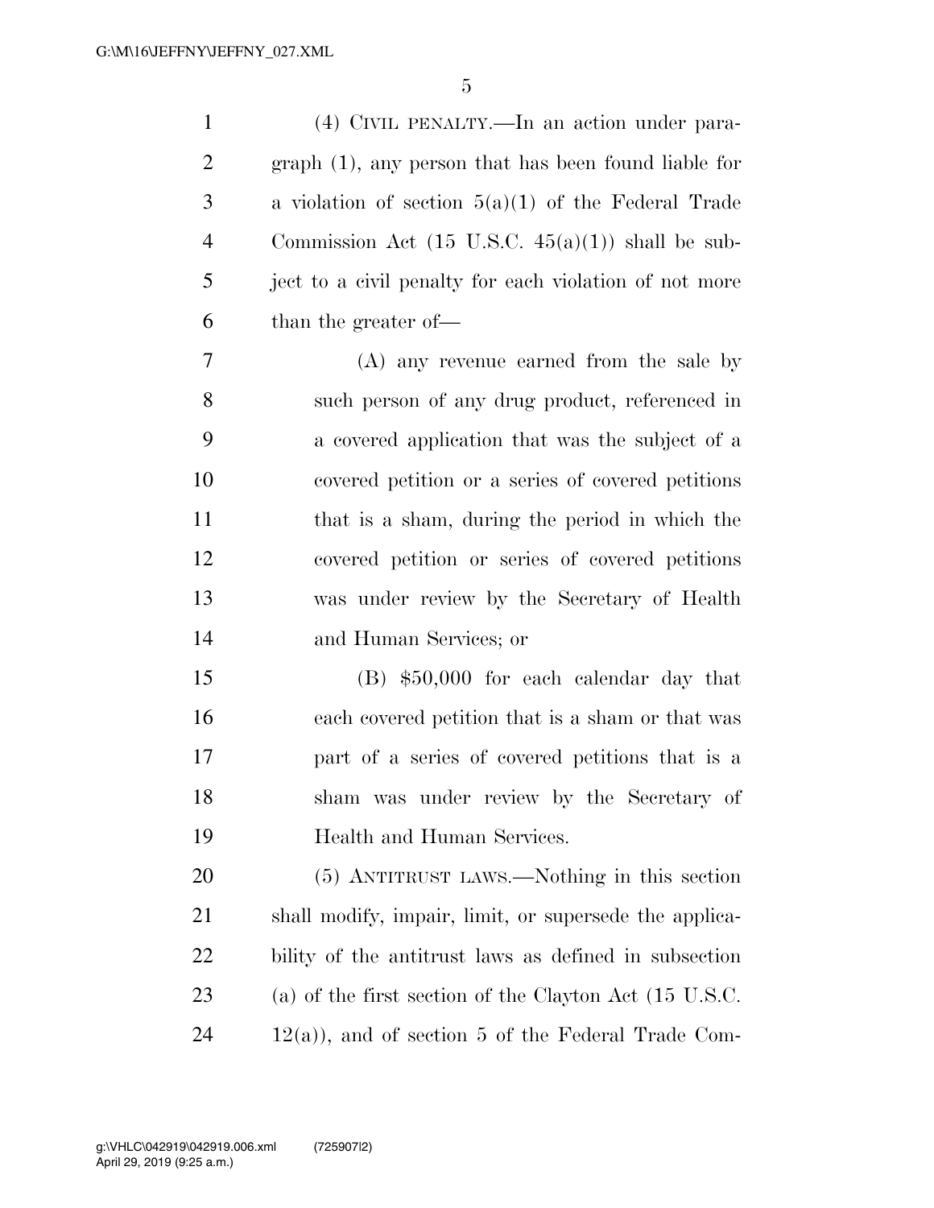(4) CIVIL PENALTY.—In an action under paragraph (1), any person that has been found liable for a violation of section 5(a)(1) of the Federal Trade Commission Act (15 U.S.C. 45(a)(1)) shall be subject to a civil penalty for each violation of not more than the greater of—

(A) any revenue earned from the sale by such person of any drug product, referenced in a covered application that was the subject of a covered petition or a series of covered petitions that is a sham, during the period in which the covered petition or series of covered petitions was under review by the Secretary of Health and Human Services; or

(B) $50,000 for each calendar day that each covered petition that is a sham or that was part of a series of covered petitions that is a sham was under review by the Secretary of Health and Human Services.

(5) ANTITRUST LAWS.—Nothing in this section shall modify, impair, limit, or supersede the applicability of the antitrust laws as defined in subsection (a) of the first section of the Clayton Act (15 U.S.C. 12(a)), and of section 5 of the Federal Trade Com-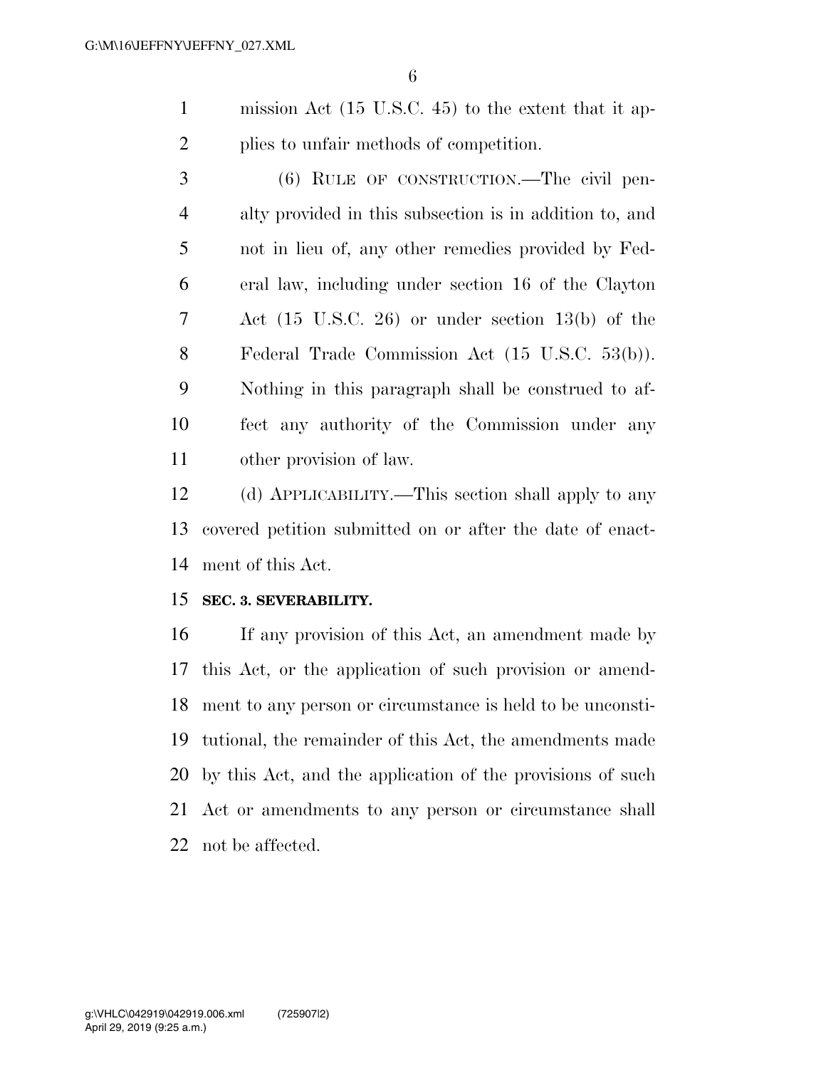mission Act (15 U.S.C. 45) to the extent that it applies to unfair methods of competition.

(6) RULE OF CONSTRUCTION.—The civil penalty provided in this subsection is in addition to, and not in lieu of, any other remedies provided by Federal law, including under section 16 of the Clayton Act (15 U.S.C. 26) or under section 13(b) of the Federal Trade Commission Act (15 U.S.C. 53(b)). Nothing in this paragraph shall be construed to affect any authority of the Commission under any other provision of law.

(d) APPLICABILITY.—This section shall apply to any covered petition submitted on or after the date of enactment of this Act.

**SEC. 3. SEVERABILITY.**

If any provision of this Act, an amendment made by this Act, or the application of such provision or amendment to any person or circumstance is held to be unconstitutional, the remainder of this Act, the amendments made by this Act, and the application of the provisions of such Act or amendments to any person or circumstance shall not be affected.